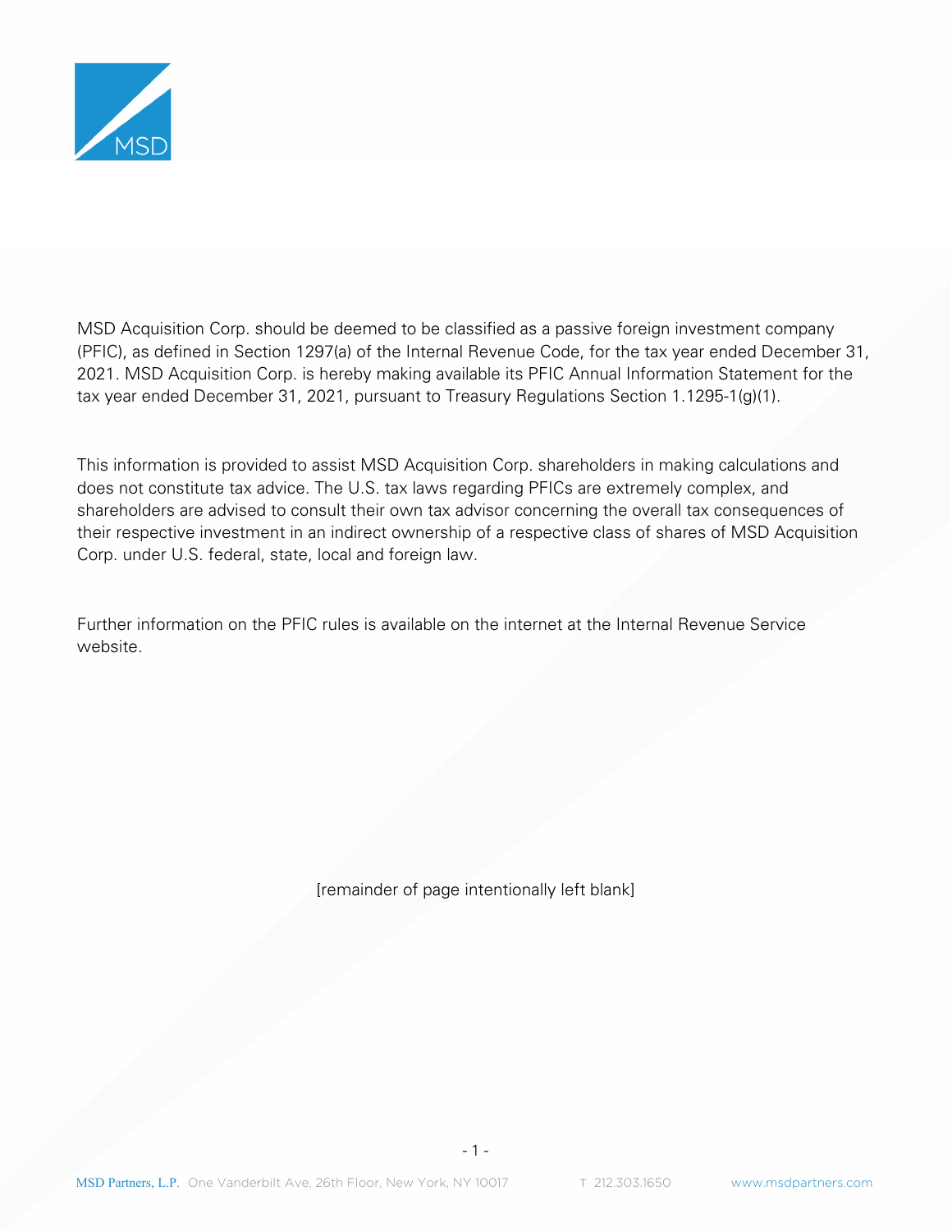MSD Acquisition Corp. should be deemed to be classified as a passive foreign investment company (PFIC), as defined in Section 1297(a) of the Internal Revenue Code, for the tax year ended December 31, 2021. MSD Acquisition Corp. is hereby making available its PFIC Annual Information Statement for the tax year ended December 31, 2021, pursuant to Treasury Regulations Section 1.1295-1(g)(1).

This information is provided to assist MSD Acquisition Corp. shareholders in making calculations and does not constitute tax advice. The U.S. tax laws regarding PFICs are extremely complex, and shareholders are advised to consult their own tax advisor concerning the overall tax consequences of their respective investment in an indirect ownership of a respective class of shares of MSD Acquisition Corp. under U.S. federal, state, local and foreign law.

Further information on the PFIC rules is available on the internet at the Internal Revenue Service website.

[remainder of page intentionally left blank]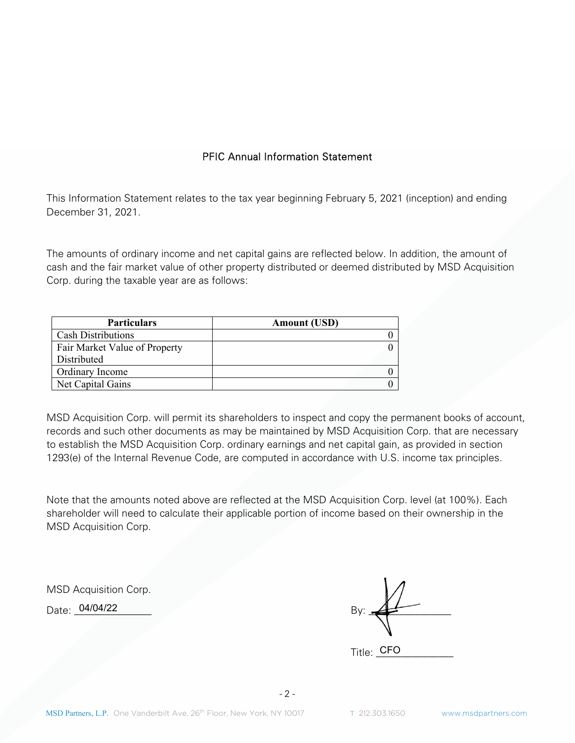# PFIC Annual Information Statement

This Information Statement relates to the tax year beginning February 5, 2021 (inception) and ending December 31, 2021.

The amounts of ordinary income and net capital gains are reflected below. In addition, the amount of cash and the fair market value of other property distributed or deemed distributed by MSD Acquisition Corp. during the taxable year are as follows:

| Particulars | Amount (USD) |
|---|---|
| Cash Distributions | 0 |
| Fair Market Value of Property Distributed | 0 |
| Ordinary Income | 0 |
| Net Capital Gains | 0 |

MSD Acquisition Corp. will permit its shareholders to inspect and copy the permanent books of account, records and such other documents as may be maintained by MSD Acquisition Corp. that are necessary to establish the MSD Acquisition Corp. ordinary earnings and net capital gain, as provided in section 1293(e) of the Internal Revenue Code, are computed in accordance with U.S. income tax principles.

Note that the amounts noted above are reflected at the MSD Acquisition Corp. level (at 100%). Each shareholder will need to calculate their applicable portion of income based on their ownership in the MSD Acquisition Corp.

MSD Acquisition Corp.

Date: 04/04/22

By: ______________

Title: CFO

MSD Partners, L.P. One Vanderbilt Ave, 26th Floor, New York, NY 10017 T 212.303.1650 www.msdpartners.com